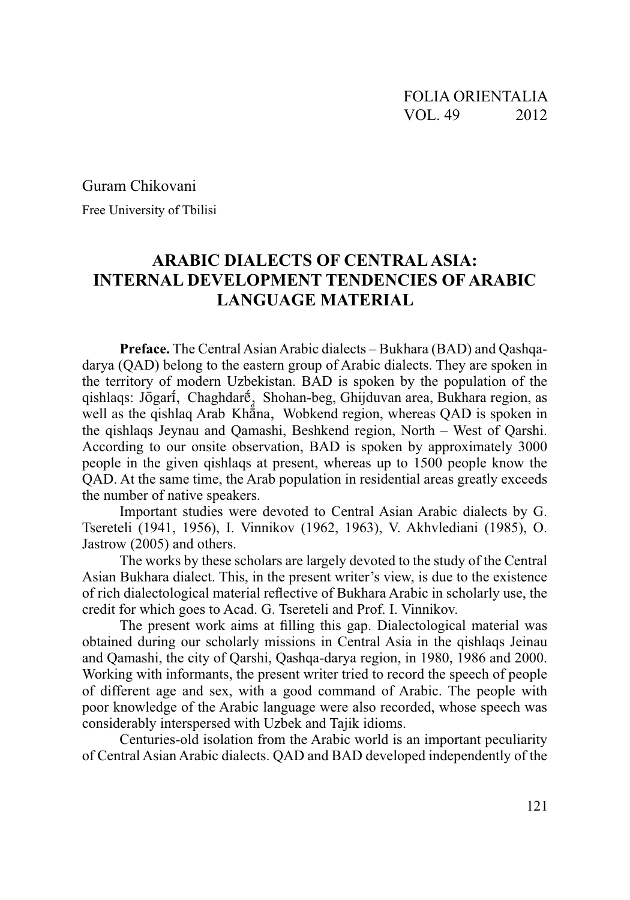Guram Chikovani

Free University of Tbilisi

# ARABIC DIALECTS OF CENTRAL ASIA: INTERNAL DEVELOPMENT TENDENCIES OF ARABIC LANGUAGE MATERIAL

**Preface.** The Central Asian Arabic dialects – Bukhara (BAD) and Qashqa-darya (QAD) belong to the eastern group of Arabic dialects. They are spoken in the territory of modern Uzbekistan. BAD is spoken by the population of the qishlaqs: Jōgarī́, Chaghdarḗ̥, Shohan-beg, Ghijduvan area, Bukhara region, as well as the qishlaq Arab Khā̊na, Wobkend region, whereas QAD is spoken in the qishlaqs Jeynau and Qamashi, Beshkend region, North – West of Qarshi. According to our onsite observation, BAD is spoken by approximately 3000 people in the given qishlaqs at present, whereas up to 1500 people know the QAD. At the same time, the Arab population in residential areas greatly exceeds the number of native speakers.

Important studies were devoted to Central Asian Arabic dialects by G. Tsereteli (1941, 1956), I. Vinnikov (1962, 1963), V. Akhvlediani (1985), O. Jastrow (2005) and others.

The works by these scholars are largely devoted to the study of the Central Asian Bukhara dialect. This, in the present writer's view, is due to the existence of rich dialectological material reflective of Bukhara Arabic in scholarly use, the credit for which goes to Acad. G. Tsereteli and Prof. I. Vinnikov.

The present work aims at filling this gap. Dialectological material was obtained during our scholarly missions in Central Asia in the qishlaqs Jeinau and Qamashi, the city of Qarshi, Qashqa-darya region, in 1980, 1986 and 2000. Working with informants, the present writer tried to record the speech of people of different age and sex, with a good command of Arabic. The people with poor knowledge of the Arabic language were also recorded, whose speech was considerably interspersed with Uzbek and Tajik idioms.

Centuries-old isolation from the Arabic world is an important peculiarity of Central Asian Arabic dialects. QAD and BAD developed independently of the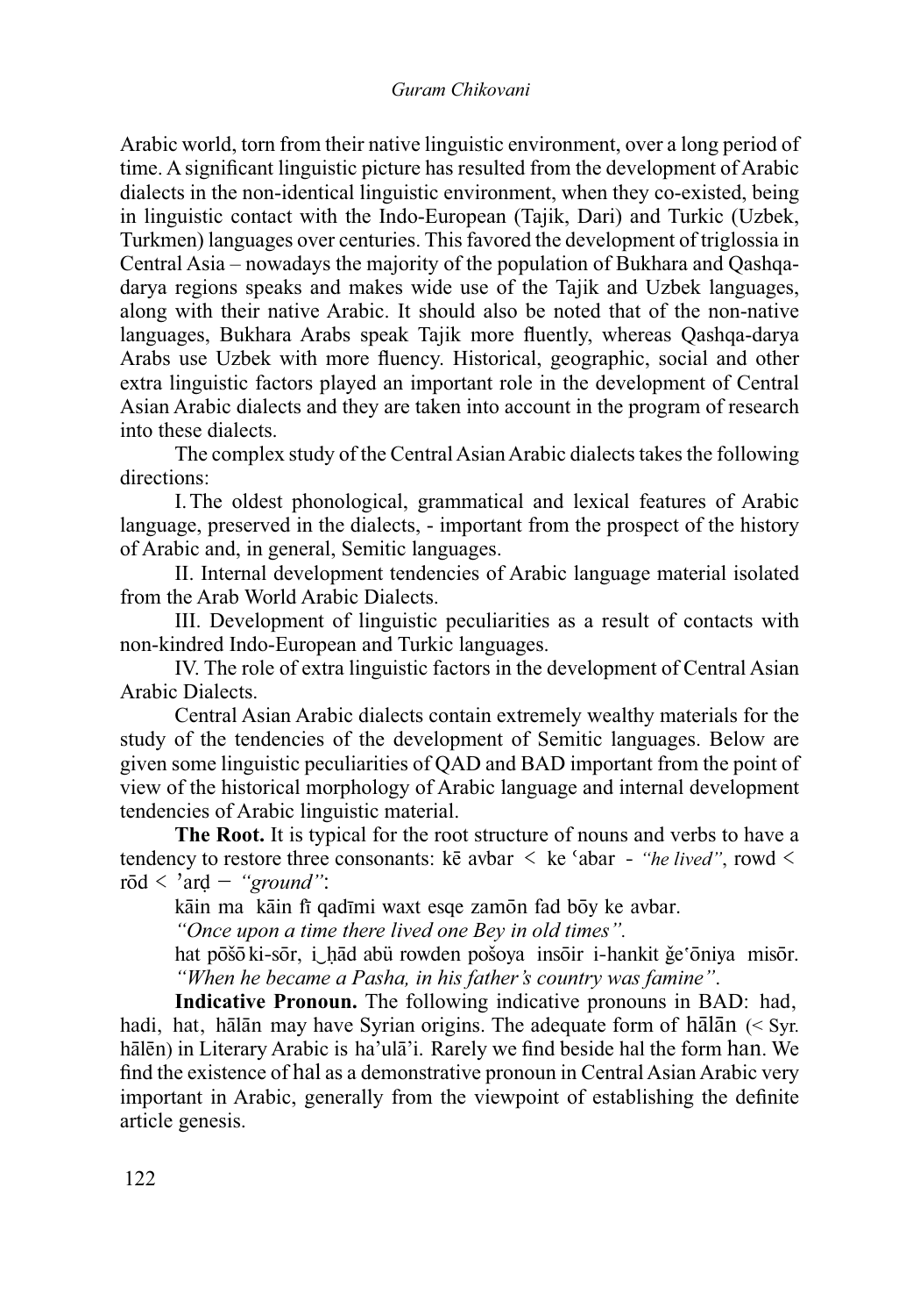Arabic world, torn from their native linguistic environment, over a long period of time. A significant linguistic picture has resulted from the development of Arabic dialects in the non-identical linguistic environment, when they co-existed, being in linguistic contact with the Indo-European (Tajik, Dari) and Turkic (Uzbek, Turkmen) languages over centuries. This favored the development of triglossia in Central Asia – nowadays the majority of the population of Bukhara and Qashqa-darya regions speaks and makes wide use of the Tajik and Uzbek languages, along with their native Arabic. It should also be noted that of the non-native languages, Bukhara Arabs speak Tajik more fluently, whereas Qashqa-darya Arabs use Uzbek with more fluency. Historical, geographic, social and other extra linguistic factors played an important role in the development of Central Asian Arabic dialects and they are taken into account in the program of research into these dialects.

The complex study of the Central Asian Arabic dialects takes the following directions:

I. The oldest phonological, grammatical and lexical features of Arabic language, preserved in the dialects, - important from the prospect of the history of Arabic and, in general, Semitic languages.

II. Internal development tendencies of Arabic language material isolated from the Arab World Arabic Dialects.

III. Development of linguistic peculiarities as a result of contacts with non-kindred Indo-European and Turkic languages.

IV. The role of extra linguistic factors in the development of Central Asian Arabic Dialects.

Central Asian Arabic dialects contain extremely wealthy materials for the study of the tendencies of the development of Semitic languages. Below are given some linguistic peculiarities of QAD and BAD important from the point of view of the historical morphology of Arabic language and internal development tendencies of Arabic linguistic material.

**The Root.** It is typical for the root structure of nouns and verbs to have a tendency to restore three consonants: kē avbar < ke ʿabar - *"he lived"*, rowd < rōd < ʾarḍ – *"ground"*:

kāin ma kāin fī qadīmi waxt esqe zamōn fad bōy ke avbar.

*"Once upon a time there lived one Bey in old times".*

hat pōšō ki-sōr, i͜ ḥād abü rowden pošoya insōir i-hankit ǧeʿōniya misōr.

*"When he became a Pasha, in his father's country was famine".*

**Indicative Pronoun.** The following indicative pronouns in BAD: had, hadi, hat, hālān may have Syrian origins. The adequate form of hālān (< Syr. hālēn) in Literary Arabic is haʾulāʾi. Rarely we find beside hal the form han. We find the existence of hal as a demonstrative pronoun in Central Asian Arabic very important in Arabic, generally from the viewpoint of establishing the definite article genesis.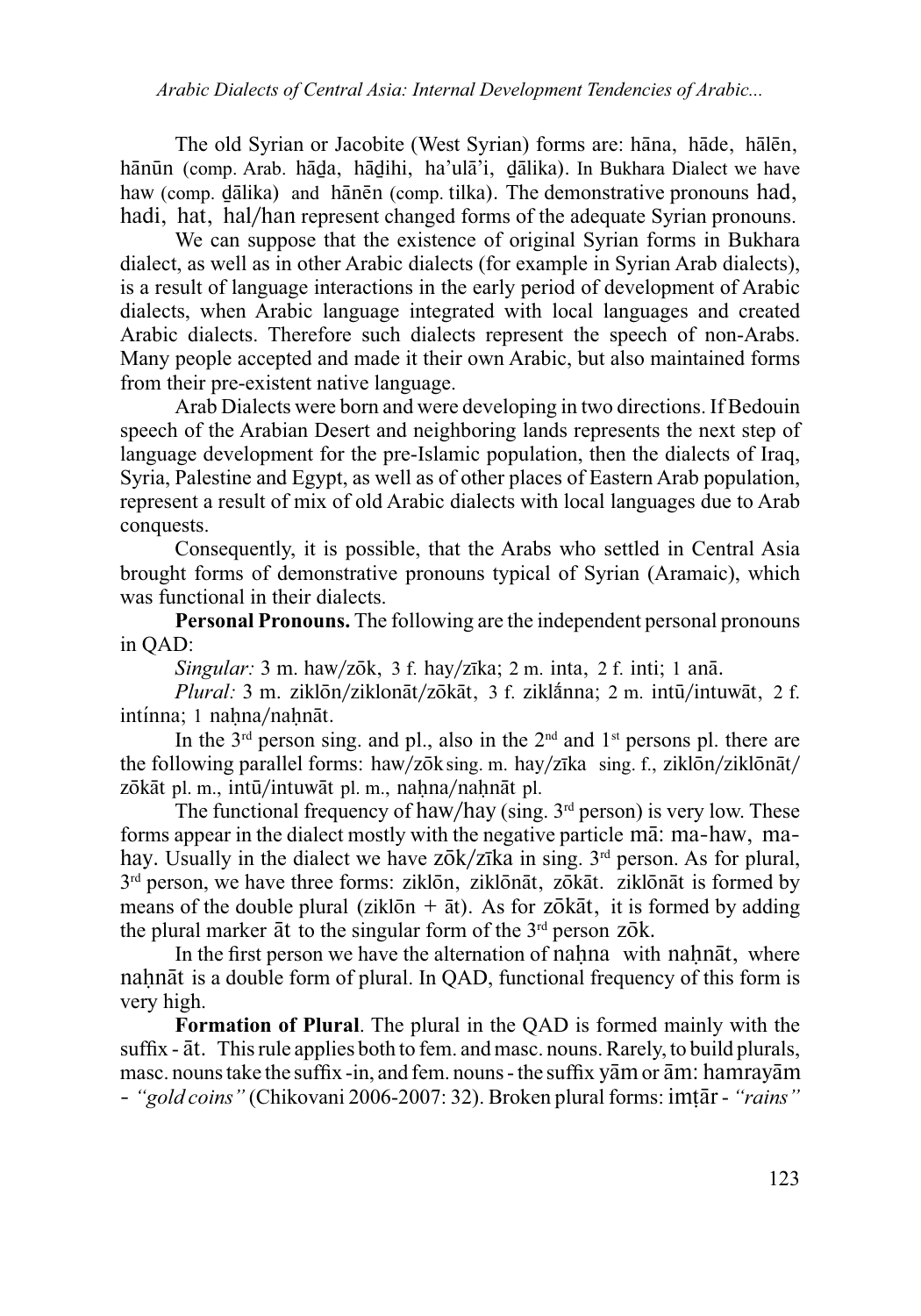The old Syrian or Jacobite (West Syrian) forms are: hāna, hāde, hālēn, hānūn (comp. Arab. hāḏa, hāḏihi, ha'ulā'i, ḏālika). In Bukhara Dialect we have haw (comp. ḏālika) and hānēn (comp. tilka). The demonstrative pronouns had, hadi, hat, hal/han represent changed forms of the adequate Syrian pronouns.

We can suppose that the existence of original Syrian forms in Bukhara dialect, as well as in other Arabic dialects (for example in Syrian Arab dialects), is a result of language interactions in the early period of development of Arabic dialects, when Arabic language integrated with local languages and created Arabic dialects. Therefore such dialects represent the speech of non-Arabs. Many people accepted and made it their own Arabic, but also maintained forms from their pre-existent native language.

Arab Dialects were born and were developing in two directions. If Bedouin speech of the Arabian Desert and neighboring lands represents the next step of language development for the pre-Islamic population, then the dialects of Iraq, Syria, Palestine and Egypt, as well as of other places of Eastern Arab population, represent a result of mix of old Arabic dialects with local languages due to Arab conquests.

Consequently, it is possible, that the Arabs who settled in Central Asia brought forms of demonstrative pronouns typical of Syrian (Aramaic), which was functional in their dialects.

**Personal Pronouns.** The following are the independent personal pronouns in QAD:

*Singular:* 3 m. haw/zōk, 3 f. hay/zīka; 2 m. inta, 2 f. inti; 1 anā.

*Plural:* 3 m. ziklōn/ziklonāt/zōkāt, 3 f. ziklánna; 2 m. intū/intuwāt, 2 f. intínna; 1 naḥna/naḥnāt.

In the 3rd person sing. and pl., also in the 2nd and 1st persons pl. there are the following parallel forms: haw/zōk sing. m. hay/zīka sing. f., ziklōn/ziklōnāt/zōkāt pl. m., intū/intuwāt pl. m., naḥna/naḥnāt pl.

The functional frequency of haw/hay (sing. 3rd person) is very low. These forms appear in the dialect mostly with the negative particle mā: ma-haw, ma-hay. Usually in the dialect we have zōk/zīka in sing. 3rd person. As for plural, 3rd person, we have three forms: ziklōn, ziklōnāt, zōkāt. ziklōnāt is formed by means of the double plural (ziklōn + āt). As for zōkāt, it is formed by adding the plural marker āt to the singular form of the 3rd person zōk.

In the first person we have the alternation of naḥna with naḥnāt, where naḥnāt is a double form of plural. In QAD, functional frequency of this form is very high.

**Formation of Plural**. The plural in the QAD is formed mainly with the suffix - āt. This rule applies both to fem. and masc. nouns. Rarely, to build plurals, masc. nouns take the suffix -in, and fem. nouns - the suffix yām or ām: hamrayām - *"gold coins"* (Chikovani 2006-2007: 32). Broken plural forms: imṭār - *"rains"*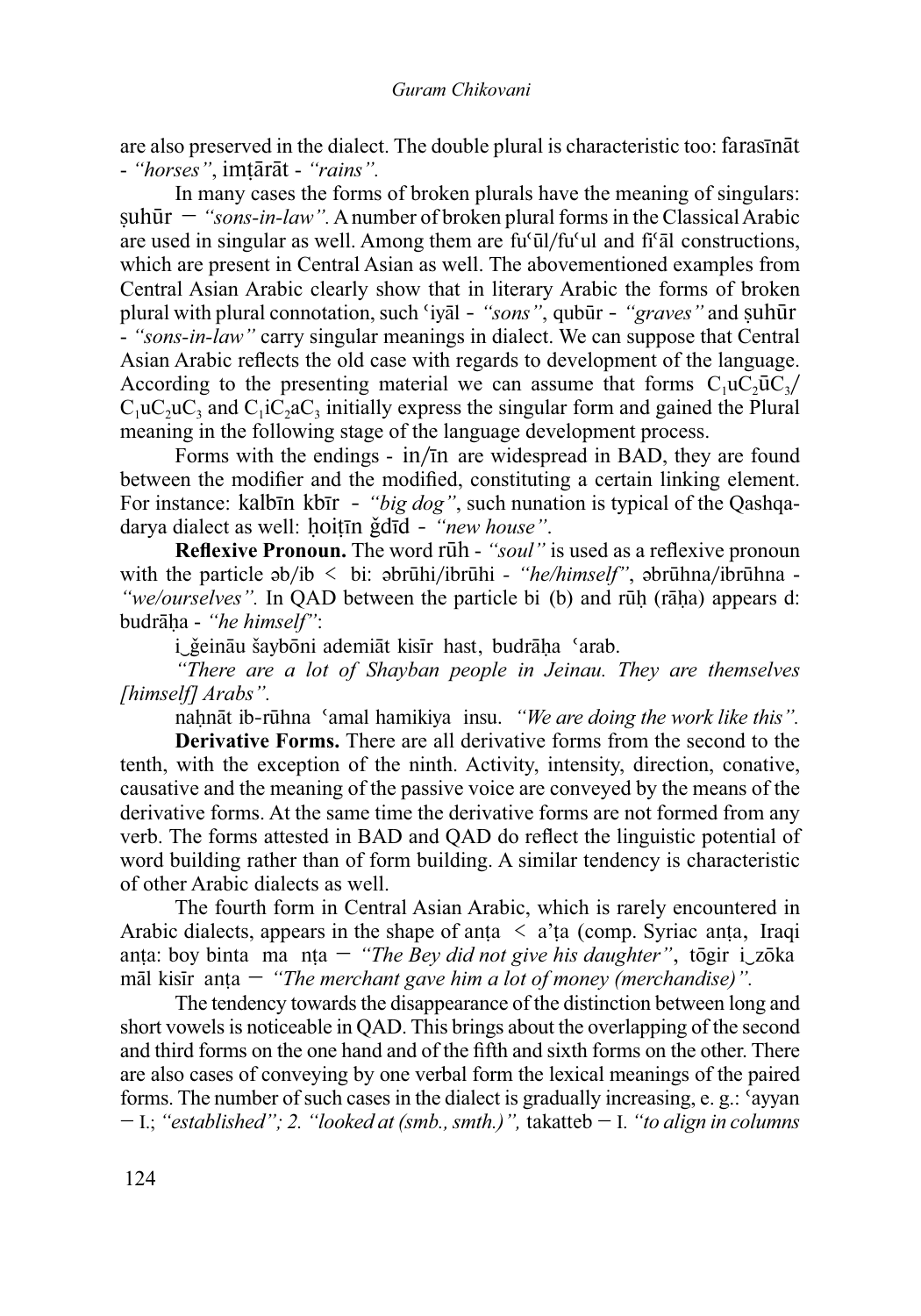are also preserved in the dialect. The double plural is characteristic too: farasīnāt - *"horses"*, imṭārāt - *"rains"*.

In many cases the forms of broken plurals have the meaning of singulars: ṣuhūr – *"sons-in-law"*. A number of broken plural forms in the Classical Arabic are used in singular as well. Among them are fuʿūl/fuʿul and fiʿāl constructions, which are present in Central Asian as well. The abovementioned examples from Central Asian Arabic clearly show that in literary Arabic the forms of broken plural with plural connotation, such ʿiyāl - *"sons"*, qubūr - *"graves"* and ṣuhūr - *"sons-in-law"* carry singular meanings in dialect. We can suppose that Central Asian Arabic reflects the old case with regards to development of the language. According to the presenting material we can assume that forms $C_1uC_2\bar{u}C_3$/ $C_1uC_2uC_3$ and $C_1iC_2aC_3$ initially express the singular form and gained the Plural meaning in the following stage of the language development process.

Forms with the endings - in/īn are widespread in BAD, they are found between the modifier and the modified, constituting a certain linking element. For instance: kalbīn kbīr - *"big dog"*, such nunation is typical of the Qashqa-darya dialect as well: ḥoiṭīn ğdīd - *"new house"*.

**Reflexive Pronoun.** The word rūh - *"soul"* is used as a reflexive pronoun with the particle əb/ib < bi: əbrūhi/ibrūhi - *"he/himself"*, əbrūhna/ibrūhna - *"we/ourselves"*. In QAD between the particle bi (b) and rūḥ (rāḥa) appears d: budrāḥa - *"he himself"*:

i‿ğeinău šaybōni ademiāt kisīr hast, budrāḥa ʿarab.

*"There are a lot of Shayban people in Jeinau. They are themselves [himself] Arabs"*.

naḥnāt ib-rūhna ʿamal hamikiya insu. *"We are doing the work like this"*.

**Derivative Forms.** There are all derivative forms from the second to the tenth, with the exception of the ninth. Activity, intensity, direction, conative, causative and the meaning of the passive voice are conveyed by the means of the derivative forms. At the same time the derivative forms are not formed from any verb. The forms attested in BAD and QAD do reflect the linguistic potential of word building rather than of form building. A similar tendency is characteristic of other Arabic dialects as well.

The fourth form in Central Asian Arabic, which is rarely encountered in Arabic dialects, appears in the shape of anṭa < a'ṭa (comp. Syriac anṭa, Iraqi anṭa: boy binta ma nṭa – *"The Bey did not give his daughter"*, tōgir i‿zōka māl kisīr anṭa – *"The merchant gave him a lot of money (merchandise)"*.

The tendency towards the disappearance of the distinction between long and short vowels is noticeable in QAD. This brings about the overlapping of the second and third forms on the one hand and of the fifth and sixth forms on the other. There are also cases of conveying by one verbal form the lexical meanings of the paired forms. The number of such cases in the dialect is gradually increasing, e. g.: ʿayyan – I.; *"established"; 2. "looked at (smb., smth.)"*, takatteb – I. *"to align in columns*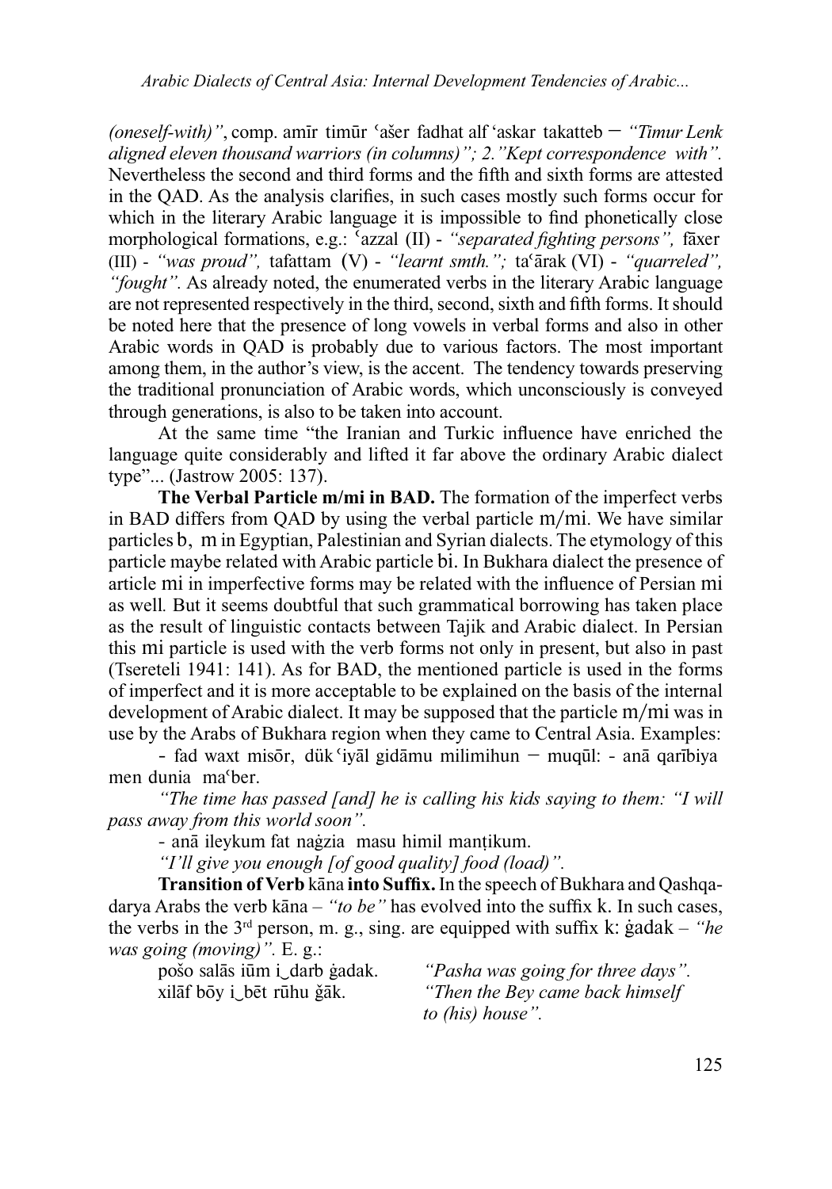*(oneself-with)"*, comp. amīr timūr ʿašer fadhat alf ʿaskar takatteb – *"Timur Lenk aligned eleven thousand warriors (in columns)"; 2."Kept correspondence with".* Nevertheless the second and third forms and the fifth and sixth forms are attested in the QAD. As the analysis clarifies, in such cases mostly such forms occur for which in the literary Arabic language it is impossible to find phonetically close morphological formations, e.g.: ʿazzal (II) - *"separated fighting persons",* fāxer (III) - *"was proud",* tafattam (V) - *"learnt smth.";* taʿārak (VI) - *"quarreled", "fought".* As already noted, the enumerated verbs in the literary Arabic language are not represented respectively in the third, second, sixth and fifth forms. It should be noted here that the presence of long vowels in verbal forms and also in other Arabic words in QAD is probably due to various factors. The most important among them, in the author's view, is the accent. The tendency towards preserving the traditional pronunciation of Arabic words, which unconsciously is conveyed through generations, is also to be taken into account.

At the same time "the Iranian and Turkic influence have enriched the language quite considerably and lifted it far above the ordinary Arabic dialect type"... (Jastrow 2005: 137).

**The Verbal Particle m/mi in BAD.** The formation of the imperfect verbs in BAD differs from QAD by using the verbal particle m/mi. We have similar particles b, m in Egyptian, Palestinian and Syrian dialects. The etymology of this particle maybe related with Arabic particle bi. In Bukhara dialect the presence of article mi in imperfective forms may be related with the influence of Persian mi as well. But it seems doubtful that such grammatical borrowing has taken place as the result of linguistic contacts between Tajik and Arabic dialect. In Persian this mi particle is used with the verb forms not only in present, but also in past (Tsereteli 1941: 141). As for BAD, the mentioned particle is used in the forms of imperfect and it is more acceptable to be explained on the basis of the internal development of Arabic dialect. It may be supposed that the particle m/mi was in use by the Arabs of Bukhara region when they came to Central Asia. Examples:

- fad waxt misōr, dük ʿiyāl gidāmu milimihun – muqūl: - anā qarībiya men dunia maʿber.

*"The time has passed [and] he is calling his kids saying to them: "I will pass away from this world soon".*

- anā ileykum fat naġzia masu himil manṭikum.

*"I'll give you enough [of good quality] food (load)".*

**Transition of Verb** kāna **into Suffix.** In the speech of Bukhara and Qashqa-darya Arabs the verb kāna – *"to be"* has evolved into the suffix k. In such cases, the verbs in the 3rd person, m. g., sing. are equipped with suffix k: ġadak – *"he was going (moving)".* E. g.:

| | |
|---|---|
| pošo salās iūm i‿darb ġadak. | *"Pasha was going for three days".* |
| xilāf bōy i‿bēt rūhu ğāk. | *"Then the Bey came back himself to (his) house".* |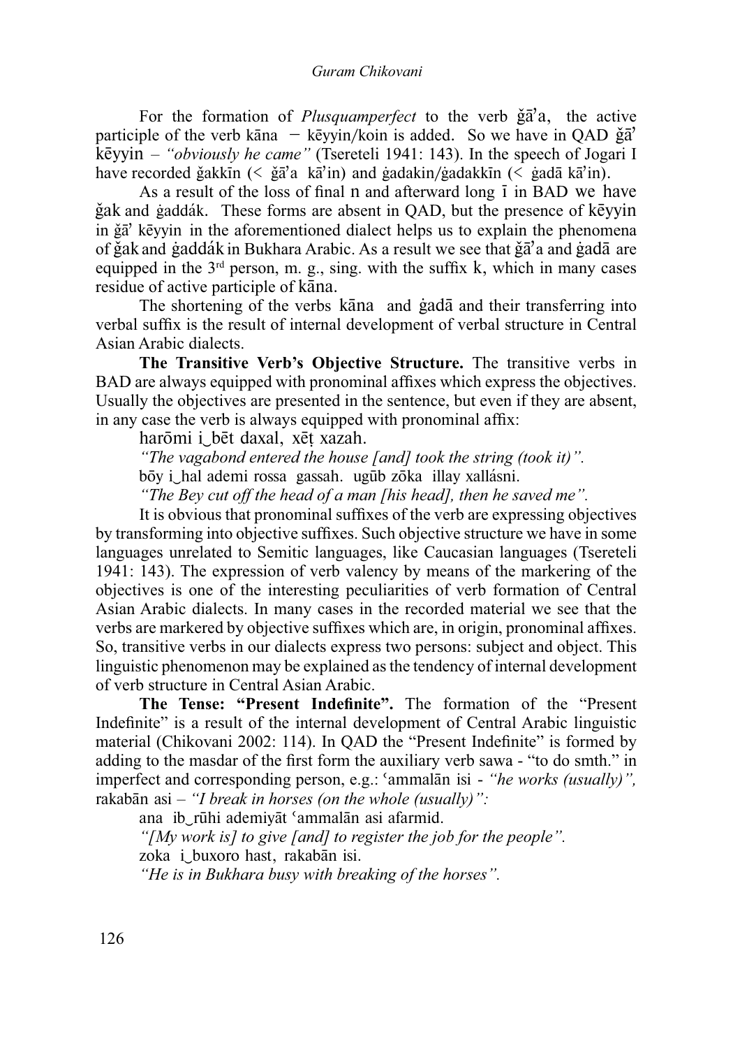For the formation of *Plusquamperfect* to the verb ǧāʼa, the active participle of the verb kāna – kēyyin/koin is added. So we have in QAD ǧāʼ kēyyin – *"obviously he came"* (Tsereteli 1941: 143). In the speech of Jogari I have recorded ǧakkīn (< ǧāʼa kāʼin) and ġadakin/ġadakkīn (< ġadā kāʼin).

As a result of the loss of final n and afterward long ī in BAD we have ǧak and ġaddák. These forms are absent in QAD, but the presence of kēyyin in ǧāʼ kēyyin in the aforementioned dialect helps us to explain the phenomena of ǧak and ġaddák in Bukhara Arabic. As a result we see that ǧāʼa and ġadā are equipped in the 3rd person, m. g., sing. with the suffix k, which in many cases residue of active participle of kāna.

The shortening of the verbs kāna and ġadā and their transferring into verbal suffix is the result of internal development of verbal structure in Central Asian Arabic dialects.

**The Transitive Verb's Objective Structure.** The transitive verbs in BAD are always equipped with pronominal affixes which express the objectives. Usually the objectives are presented in the sentence, but even if they are absent, in any case the verb is always equipped with pronominal affix:

harōmi i‿bēt daxal, xēṭ xazah.

*"The vagabond entered the house [and] took the string (took it)".*

bōy i‿hal ademi rossa gassah. ugūb zōka illay xallásni.

*"The Bey cut off the head of a man [his head], then he saved me".*

It is obvious that pronominal suffixes of the verb are expressing objectives by transforming into objective suffixes. Such objective structure we have in some languages unrelated to Semitic languages, like Caucasian languages (Tsereteli 1941: 143). The expression of verb valency by means of the markering of the objectives is one of the interesting peculiarities of verb formation of Central Asian Arabic dialects. In many cases in the recorded material we see that the verbs are markered by objective suffixes which are, in origin, pronominal affixes. So, transitive verbs in our dialects express two persons: subject and object. This linguistic phenomenon may be explained as the tendency of internal development of verb structure in Central Asian Arabic.

**The Tense: "Present Indefinite".** The formation of the "Present Indefinite" is a result of the internal development of Central Arabic linguistic material (Chikovani 2002: 114). In QAD the "Present Indefinite" is formed by adding to the masdar of the first form the auxiliary verb sawa - "to do smth." in imperfect and corresponding person, e.g.: ʿammalān isi - *"he works (usually)"*, rakabān asi – *"I break in horses (on the whole (usually)":*

ana ib‿rūhi ademiyāt ʿammalān asi afarmid.

*"[My work is] to give [and] to register the job for the people".*

zoka i‿buxoro hast, rakabān isi.

*"He is in Bukhara busy with breaking of the horses".*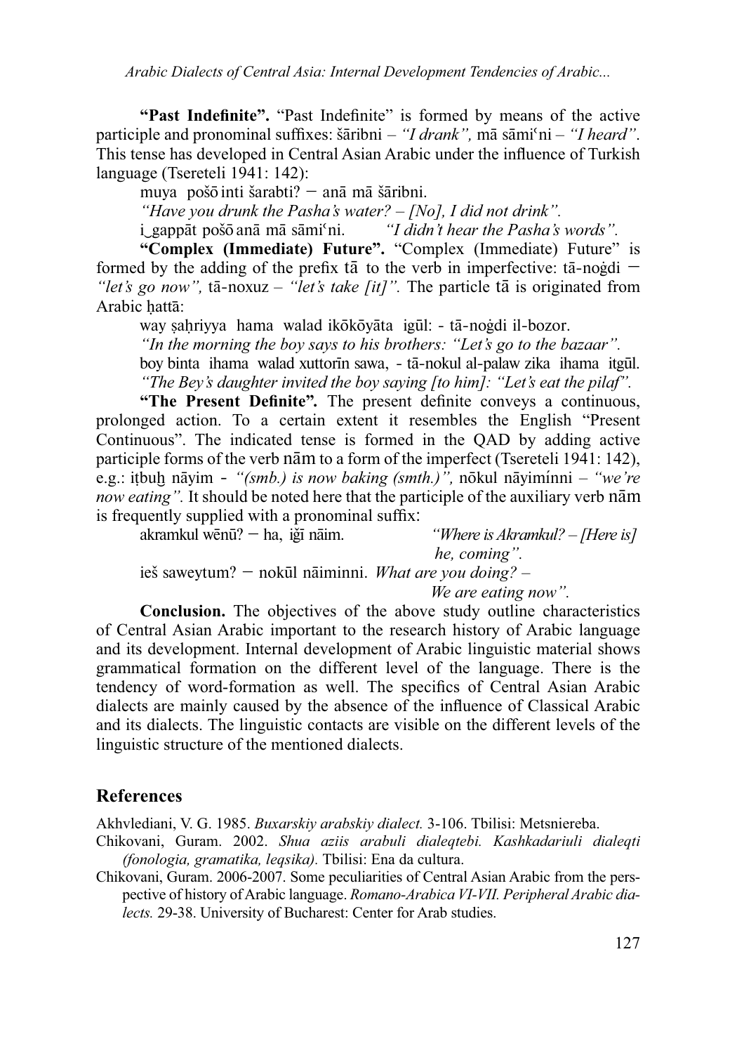**"Past Indefinite".** "Past Indefinite" is formed by means of the active participle and pronominal suffixes: šāribni – *"I drank",* mā sāmiʿni – *"I heard".* This tense has developed in Central Asian Arabic under the influence of Turkish language (Tsereteli 1941: 142):

muya pošō inti šarabti? – anā mā šāribni.

*"Have you drunk the Pasha's water? – [No], I did not drink".*

i‿gappāt pošō anā mā sāmiʿni. *"I didn't hear the Pasha's words".*

**"Complex (Immediate) Future".** "Complex (Immediate) Future" is formed by the adding of the prefix tā to the verb in imperfective: tā-noġdi – *"let's go now",* tā-noxuz – *"let's take [it]".* The particle tā is originated from Arabic ḥattā:

way ṣaḥriyya hama walad ikōkōyāta igūl: - tā-noġdi il-bozor.

*"In the morning the boy says to his brothers: "Let's go to the bazaar".*

boy binta ihama walad xuttorīn sawa, - tā-nokul al-palaw zika ihama itgūl.

*"The Bey's daughter invited the boy saying [to him]: "Let's eat the pilaf".*

**"The Present Definite".** The present definite conveys a continuous, prolonged action. To a certain extent it resembles the English "Present Continuous". The indicated tense is formed in the QAD by adding active participle forms of the verb nām to a form of the imperfect (Tsereteli 1941: 142), e.g.: iṭbuḫ nāyim - *"(smb.) is now baking (smth.)",* nōkul nāyimínni – *"we're now eating".* It should be noted here that the participle of the auxiliary verb nām is frequently supplied with a pronominal suffix:

akramkul wēnū? – ha, iǧī nāim. *"Where is Akramkul? – [Here is] he, coming".*

ieš saweytum? – nokūl nāiminni. *What are you doing? – We are eating now".*

**Conclusion.** The objectives of the above study outline characteristics of Central Asian Arabic important to the research history of Arabic language and its development. Internal development of Arabic linguistic material shows grammatical formation on the different level of the language. There is the tendency of word-formation as well. The specifics of Central Asian Arabic dialects are mainly caused by the absence of the influence of Classical Arabic and its dialects. The linguistic contacts are visible on the different levels of the linguistic structure of the mentioned dialects.

## References

Akhvlediani, V. G. 1985. *Buxarskiy arabskiy dialect.* 3-106. Tbilisi: Metsniereba.

Chikovani, Guram. 2002. *Shua aziis arabuli dialeqtebi. Kashkadariuli dialeqti (fonologia, gramatika, leqsika).* Tbilisi: Ena da cultura.

Chikovani, Guram. 2006-2007. Some peculiarities of Central Asian Arabic from the perspective of history of Arabic language. *Romano-Arabica VI-VII. Peripheral Arabic dialects.* 29-38. University of Bucharest: Center for Arab studies.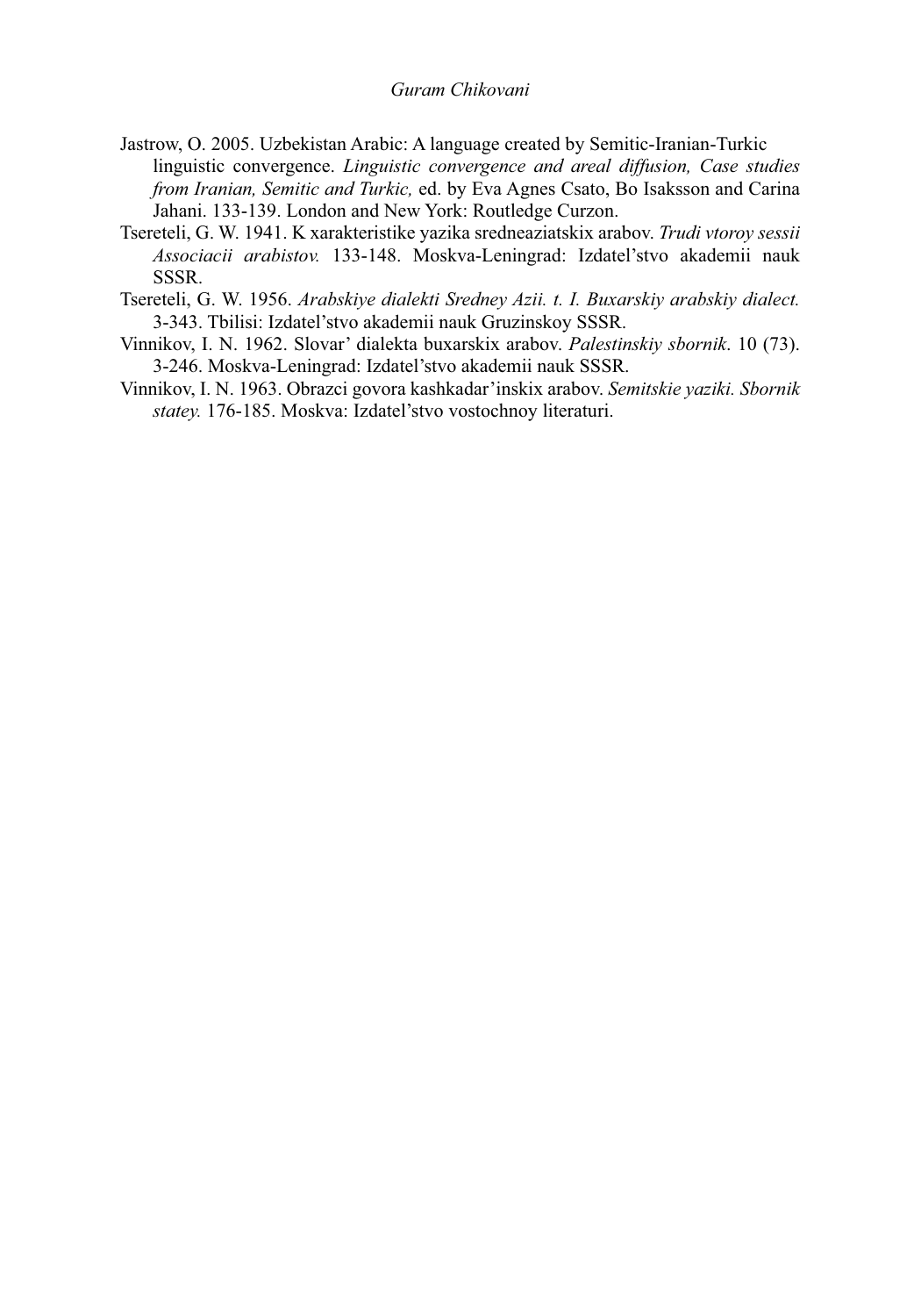Jastrow, O. 2005. Uzbekistan Arabic: A language created by Semitic-Iranian-Turkic linguistic convergence. *Linguistic convergence and areal diffusion, Case studies from Iranian, Semitic and Turkic,* ed. by Eva Agnes Csato, Bo Isaksson and Carina Jahani. 133-139. London and New York: Routledge Curzon.

Tsereteli, G. W. 1941. K xarakteristike yazika sredneaziatskix arabov. *Trudi vtoroy sessii Associacii arabistov.* 133-148. Moskva-Leningrad: Izdatel'stvo akademii nauk SSSR.

Tsereteli, G. W. 1956. *Arabskiye dialekti Sredney Azii. t. I. Buxarskiy arabskiy dialect.* 3-343. Tbilisi: Izdatel'stvo akademii nauk Gruzinskoy SSSR.

Vinnikov, I. N. 1962. Slovar' dialekta buxarskix arabov. *Palestinskiy sbornik*. 10 (73). 3-246. Moskva-Leningrad: Izdatel'stvo akademii nauk SSSR.

Vinnikov, I. N. 1963. Obrazci govora kashkadar'inskix arabov. *Semitskie yaziki. Sbornik statey.* 176-185. Moskva: Izdatel'stvo vostochnoy literaturi.